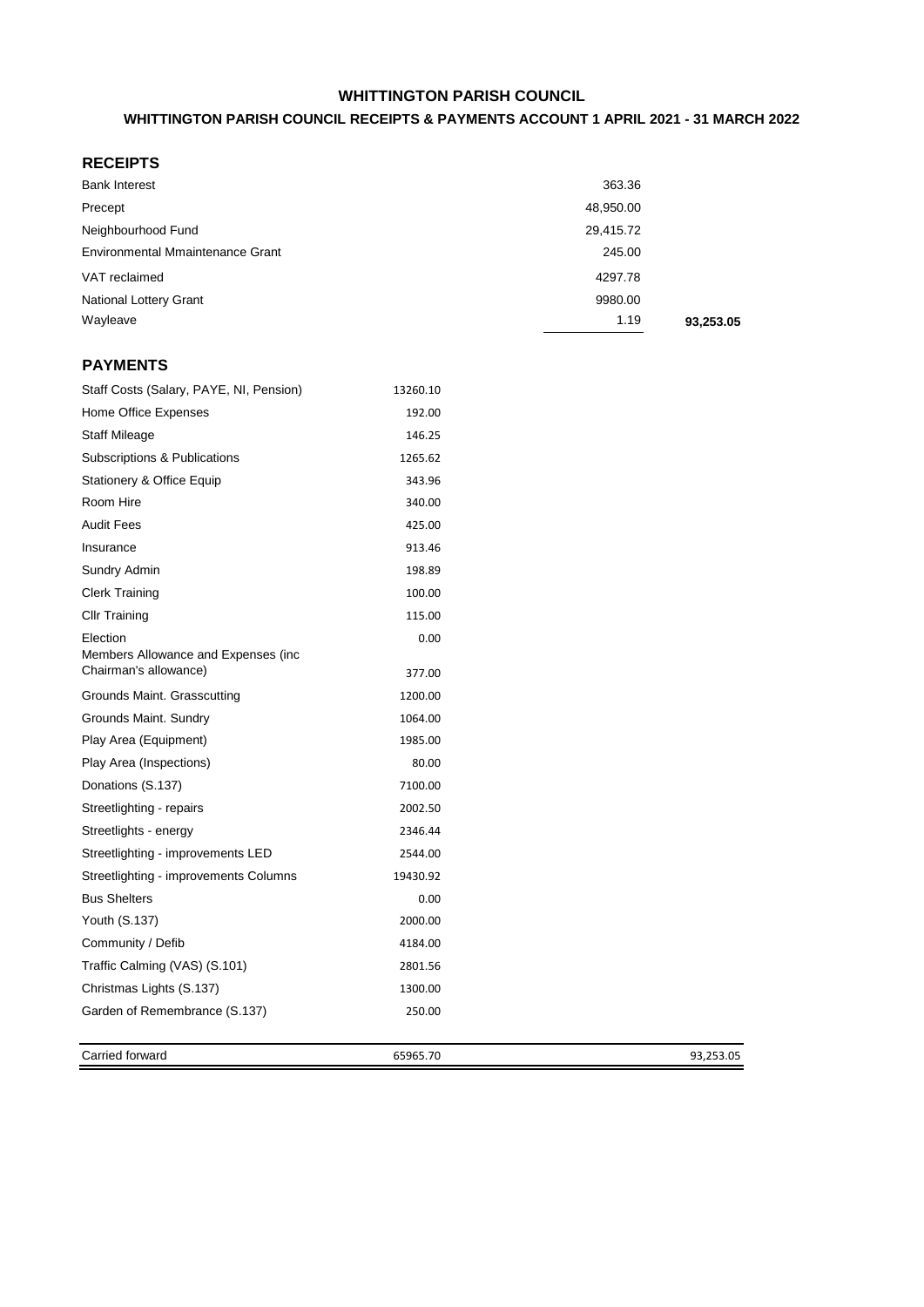# WHITTINGTON PARISH COUNCIL

## WHITTINGTON PARISH COUNCIL RECEIPTS & PAYMENTS ACCOUNT 1 APRIL 2021 - 31 MARCH 2022

### RECEIPTS

| | | |
|---|---|---|
| Bank Interest | 363.36 | |
| Precept | 48,950.00 | |
| Neighbourhood Fund | 29,415.72 | |
| Environmental Mmaintenance Grant | 245.00 | |
| VAT reclaimed | 4297.78 | |
| National Lottery Grant | 9980.00 | |
| Wayleave | 1.19 | **93,253.05** |

### PAYMENTS

| | | |
|---|---|---|
| Staff Costs (Salary, PAYE, NI, Pension) | 13260.10 | |
| Home Office Expenses | 192.00 | |
| Staff Mileage | 146.25 | |
| Subscriptions & Publications | 1265.62 | |
| Stationery & Office Equip | 343.96 | |
| Room Hire | 340.00 | |
| Audit Fees | 425.00 | |
| Insurance | 913.46 | |
| Sundry Admin | 198.89 | |
| Clerk Training | 100.00 | |
| Cllr Training | 115.00 | |
| Election | 0.00 | |
| Members Allowance and Expenses (inc Chairman's allowance) | 377.00 | |
| Grounds Maint. Grasscutting | 1200.00 | |
| Grounds Maint. Sundry | 1064.00 | |
| Play Area (Equipment) | 1985.00 | |
| Play Area (Inspections) | 80.00 | |
| Donations (S.137) | 7100.00 | |
| Streetlighting - repairs | 2002.50 | |
| Streetlights - energy | 2346.44 | |
| Streetlighting - improvements LED | 2544.00 | |
| Streetlighting - improvements Columns | 19430.92 | |
| Bus Shelters | 0.00 | |
| Youth (S.137) | 2000.00 | |
| Community / Defib | 4184.00 | |
| Traffic Calming (VAS) (S.101) | 2801.56 | |
| Christmas Lights (S.137) | 1300.00 | |
| Garden of Remembrance (S.137) | 250.00 | |
| Carried forward | 65965.70 | 93,253.05 |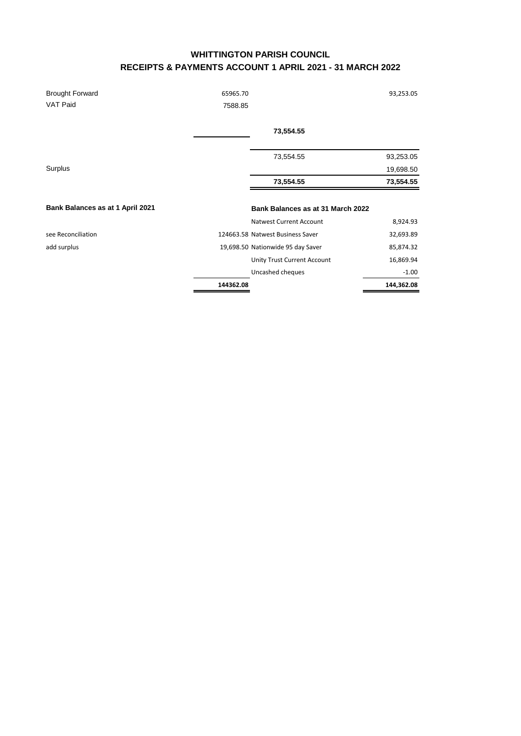# WHITTINGTON PARISH COUNCIL

## RECEIPTS & PAYMENTS ACCOUNT 1 APRIL 2021 - 31 MARCH 2022

| | | | |
|---|---|---|---|
| Brought Forward | 65965.70 | | 93,253.05 |
| VAT Paid | 7588.85 | | |
| | | **73,554.55** | |
| | | 73,554.55 | 93,253.05 |
| Surplus | | | 19,698.50 |
| | | **73,554.55** | **73,554.55** |

| **Bank Balances as at 1 April 2021** | | **Bank Balances as at 31 March 2022** | |
|---|---|---|---|
| | | Natwest Current Account | 8,924.93 |
| see Reconciliation | 124663.58 | Natwest Business Saver | 32,693.89 |
| add surplus | 19,698.50 | Nationwide 95 day Saver | 85,874.32 |
| | | Unity Trust Current Account | 16,869.94 |
| | | Uncashed cheques | -1.00 |
| | **144362.08** | | **144,362.08** |